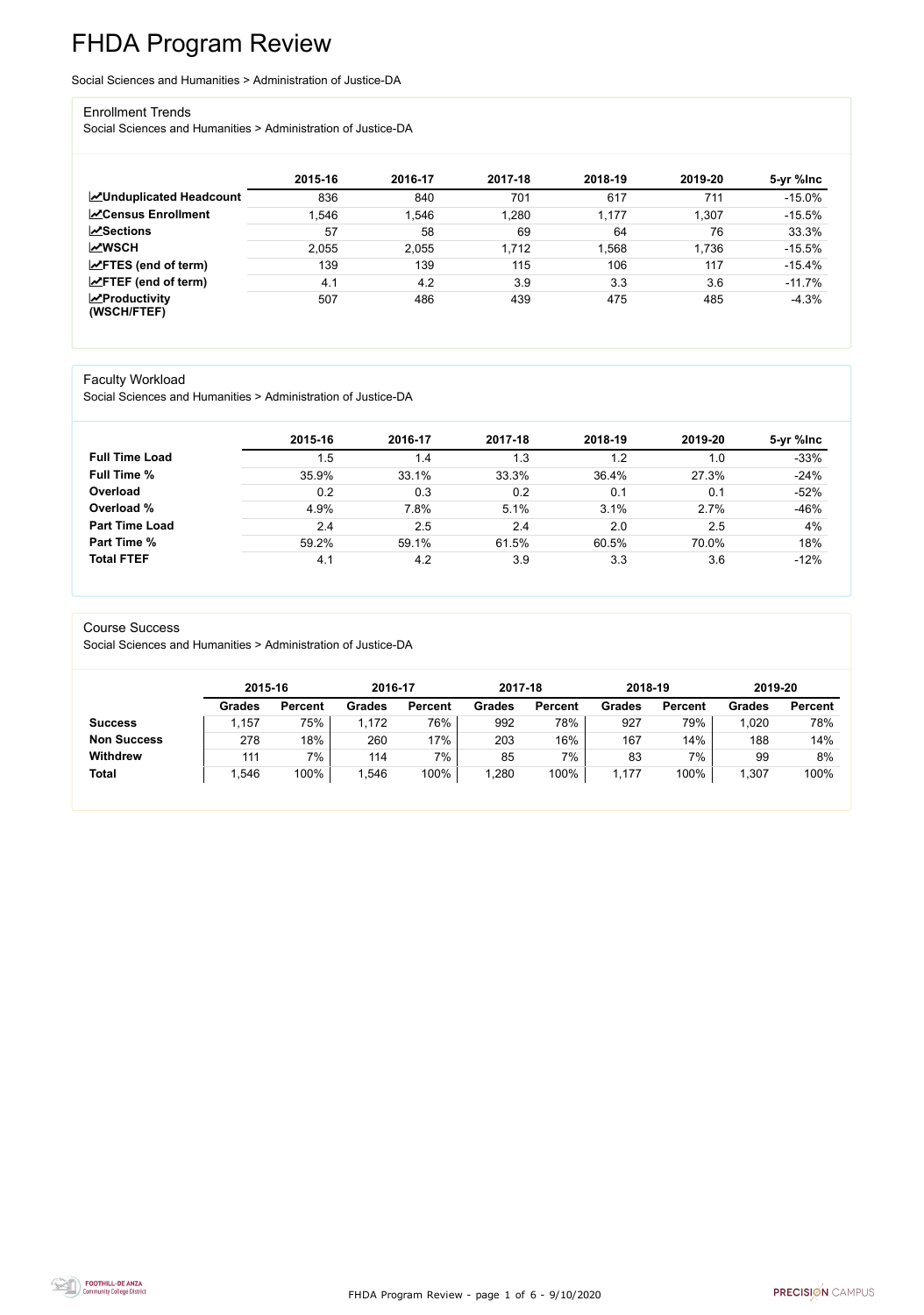# FHDA Program Review

Social Sciences and Humanities > Administration of Justice-DA

## Enrollment Trends

Social Sciences and Humanities > Administration of Justice-DA

| | 2015-16 | 2016-17 | 2017-18 | 2018-19 | 2019-20 | 5-yr %Inc |
|---|---|---|---|---|---|---|
| **Unduplicated Headcount** | 836 | 840 | 701 | 617 | 711 | -15.0% |
| **Census Enrollment** | 1,546 | 1,546 | 1,280 | 1,177 | 1,307 | -15.5% |
| **Sections** | 57 | 58 | 69 | 64 | 76 | 33.3% |
| **WSCH** | 2,055 | 2,055 | 1,712 | 1,568 | 1,736 | -15.5% |
| **FTES (end of term)** | 139 | 139 | 115 | 106 | 117 | -15.4% |
| **FTEF (end of term)** | 4.1 | 4.2 | 3.9 | 3.3 | 3.6 | -11.7% |
| **Productivity (WSCH/FTEF)** | 507 | 486 | 439 | 475 | 485 | -4.3% |

## Faculty Workload

Social Sciences and Humanities > Administration of Justice-DA

| | 2015-16 | 2016-17 | 2017-18 | 2018-19 | 2019-20 | 5-yr %Inc |
|---|---|---|---|---|---|---|
| **Full Time Load** | 1.5 | 1.4 | 1.3 | 1.2 | 1.0 | -33% |
| **Full Time %** | 35.9% | 33.1% | 33.3% | 36.4% | 27.3% | -24% |
| **Overload** | 0.2 | 0.3 | 0.2 | 0.1 | 0.1 | -52% |
| **Overload %** | 4.9% | 7.8% | 5.1% | 3.1% | 2.7% | -46% |
| **Part Time Load** | 2.4 | 2.5 | 2.4 | 2.0 | 2.5 | 4% |
| **Part Time %** | 59.2% | 59.1% | 61.5% | 60.5% | 70.0% | 18% |
| **Total FTEF** | 4.1 | 4.2 | 3.9 | 3.3 | 3.6 | -12% |

## Course Success

Social Sciences and Humanities > Administration of Justice-DA

| | 2015-16 | | 2016-17 | | 2017-18 | | 2018-19 | | 2019-20 | |
|---|---|---|---|---|---|---|---|---|---|---|
| | Grades | Percent | Grades | Percent | Grades | Percent | Grades | Percent | Grades | Percent |
| **Success** | 1,157 | 75% | 1,172 | 76% | 992 | 78% | 927 | 79% | 1,020 | 78% |
| **Non Success** | 278 | 18% | 260 | 17% | 203 | 16% | 167 | 14% | 188 | 14% |
| **Withdrew** | 111 | 7% | 114 | 7% | 85 | 7% | 83 | 7% | 99 | 8% |
| **Total** | 1,546 | 100% | 1,546 | 100% | 1,280 | 100% | 1,177 | 100% | 1,307 | 100% |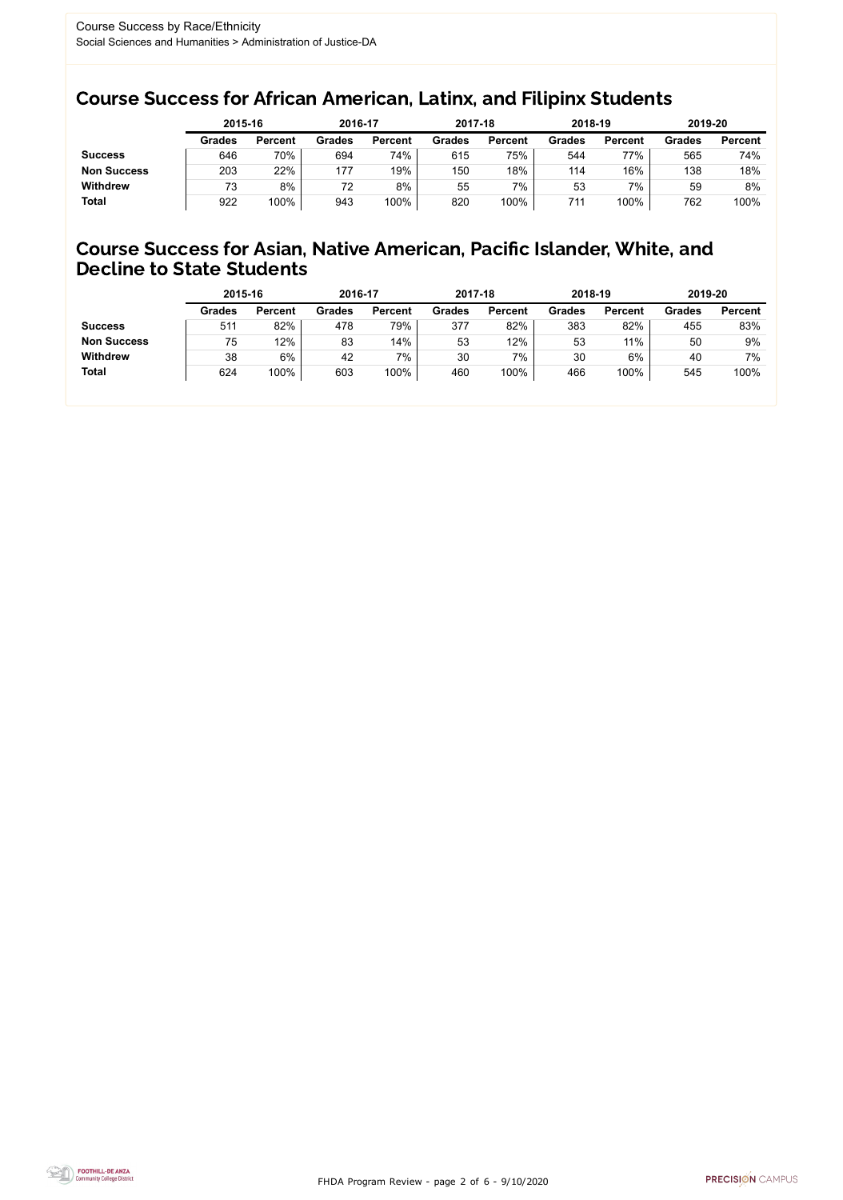Course Success by Race/Ethnicity
Social Sciences and Humanities > Administration of Justice-DA

## Course Success for African American, Latinx, and Filipinx Students

| | 2015-16 | | 2016-17 | | 2017-18 | | 2018-19 | | 2019-20 | |
|---|---|---|---|---|---|---|---|---|---|---|
| | Grades | Percent | Grades | Percent | Grades | Percent | Grades | Percent | Grades | Percent |
| **Success** | 646 | 70% | 694 | 74% | 615 | 75% | 544 | 77% | 565 | 74% |
| **Non Success** | 203 | 22% | 177 | 19% | 150 | 18% | 114 | 16% | 138 | 18% |
| **Withdrew** | 73 | 8% | 72 | 8% | 55 | 7% | 53 | 7% | 59 | 8% |
| **Total** | 922 | 100% | 943 | 100% | 820 | 100% | 711 | 100% | 762 | 100% |

## Course Success for Asian, Native American, Pacific Islander, White, and Decline to State Students

| | 2015-16 | | 2016-17 | | 2017-18 | | 2018-19 | | 2019-20 | |
|---|---|---|---|---|---|---|---|---|---|---|
| | Grades | Percent | Grades | Percent | Grades | Percent | Grades | Percent | Grades | Percent |
| **Success** | 511 | 82% | 478 | 79% | 377 | 82% | 383 | 82% | 455 | 83% |
| **Non Success** | 75 | 12% | 83 | 14% | 53 | 12% | 53 | 11% | 50 | 9% |
| **Withdrew** | 38 | 6% | 42 | 7% | 30 | 7% | 30 | 6% | 40 | 7% |
| **Total** | 624 | 100% | 603 | 100% | 460 | 100% | 466 | 100% | 545 | 100% |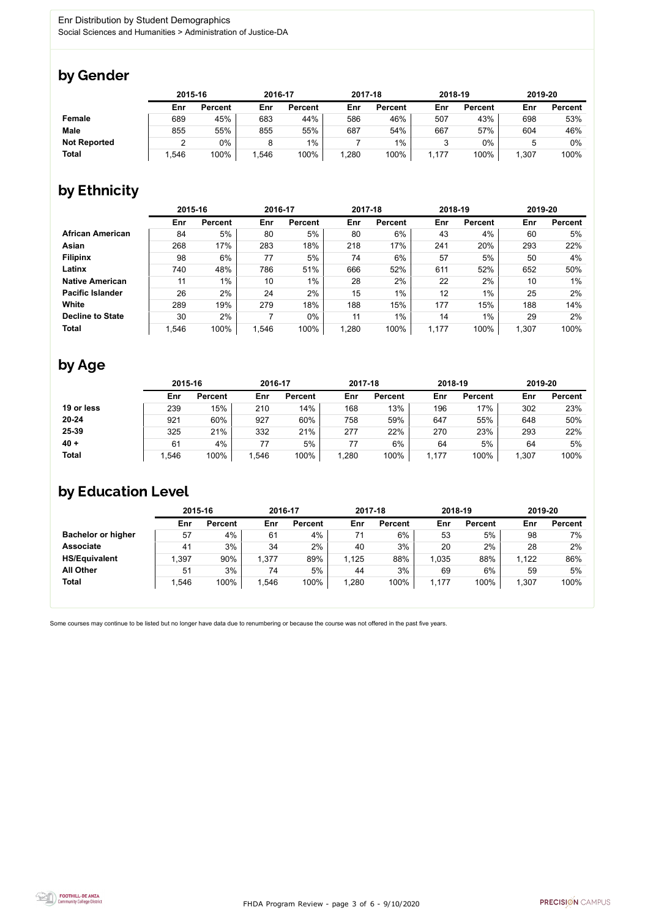Enr Distribution by Student Demographics

Social Sciences and Humanities > Administration of Justice-DA

## by Gender

| | 2015-16 | | 2016-17 | | 2017-18 | | 2018-19 | | 2019-20 | |
|---|---|---|---|---|---|---|---|---|---|---|
| | Enr | Percent | Enr | Percent | Enr | Percent | Enr | Percent | Enr | Percent |
| **Female** | 689 | 45% | 683 | 44% | 586 | 46% | 507 | 43% | 698 | 53% |
| **Male** | 855 | 55% | 855 | 55% | 687 | 54% | 667 | 57% | 604 | 46% |
| **Not Reported** | 2 | 0% | 8 | 1% | 7 | 1% | 3 | 0% | 5 | 0% |
| **Total** | 1,546 | 100% | 1,546 | 100% | 1,280 | 100% | 1,177 | 100% | 1,307 | 100% |

## by Ethnicity

| | 2015-16 | | 2016-17 | | 2017-18 | | 2018-19 | | 2019-20 | |
|---|---|---|---|---|---|---|---|---|---|---|
| | Enr | Percent | Enr | Percent | Enr | Percent | Enr | Percent | Enr | Percent |
| **African American** | 84 | 5% | 80 | 5% | 80 | 6% | 43 | 4% | 60 | 5% |
| **Asian** | 268 | 17% | 283 | 18% | 218 | 17% | 241 | 20% | 293 | 22% |
| **Filipinx** | 98 | 6% | 77 | 5% | 74 | 6% | 57 | 5% | 50 | 4% |
| **Latinx** | 740 | 48% | 786 | 51% | 666 | 52% | 611 | 52% | 652 | 50% |
| **Native American** | 11 | 1% | 10 | 1% | 28 | 2% | 22 | 2% | 10 | 1% |
| **Pacific Islander** | 26 | 2% | 24 | 2% | 15 | 1% | 12 | 1% | 25 | 2% |
| **White** | 289 | 19% | 279 | 18% | 188 | 15% | 177 | 15% | 188 | 14% |
| **Decline to State** | 30 | 2% | 7 | 0% | 11 | 1% | 14 | 1% | 29 | 2% |
| **Total** | 1,546 | 100% | 1,546 | 100% | 1,280 | 100% | 1,177 | 100% | 1,307 | 100% |

## by Age

| | 2015-16 | | 2016-17 | | 2017-18 | | 2018-19 | | 2019-20 | |
|---|---|---|---|---|---|---|---|---|---|---|
| | Enr | Percent | Enr | Percent | Enr | Percent | Enr | Percent | Enr | Percent |
| **19 or less** | 239 | 15% | 210 | 14% | 168 | 13% | 196 | 17% | 302 | 23% |
| **20-24** | 921 | 60% | 927 | 60% | 758 | 59% | 647 | 55% | 648 | 50% |
| **25-39** | 325 | 21% | 332 | 21% | 277 | 22% | 270 | 23% | 293 | 22% |
| **40 +** | 61 | 4% | 77 | 5% | 77 | 6% | 64 | 5% | 64 | 5% |
| **Total** | 1,546 | 100% | 1,546 | 100% | 1,280 | 100% | 1,177 | 100% | 1,307 | 100% |

## by Education Level

| | 2015-16 | | 2016-17 | | 2017-18 | | 2018-19 | | 2019-20 | |
|---|---|---|---|---|---|---|---|---|---|---|
| | Enr | Percent | Enr | Percent | Enr | Percent | Enr | Percent | Enr | Percent |
| **Bachelor or higher** | 57 | 4% | 61 | 4% | 71 | 6% | 53 | 5% | 98 | 7% |
| **Associate** | 41 | 3% | 34 | 2% | 40 | 3% | 20 | 2% | 28 | 2% |
| **HS/Equivalent** | 1,397 | 90% | 1,377 | 89% | 1,125 | 88% | 1,035 | 88% | 1,122 | 86% |
| **All Other** | 51 | 3% | 74 | 5% | 44 | 3% | 69 | 6% | 59 | 5% |
| **Total** | 1,546 | 100% | 1,546 | 100% | 1,280 | 100% | 1,177 | 100% | 1,307 | 100% |

Some courses may continue to be listed but no longer have data due to renumbering or because the course was not offered in the past five years.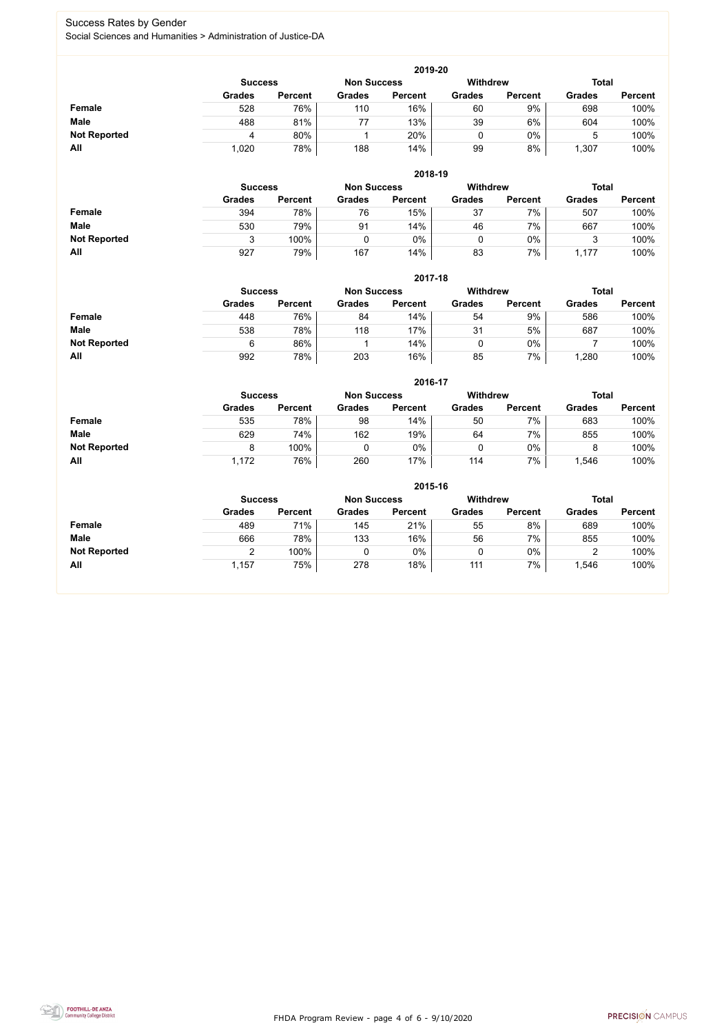# Success Rates by Gender

Social Sciences and Humanities > Administration of Justice-DA

## 2019-20

| | Success | | Non Success | | Withdrew | | Total | |
|---|---|---|---|---|---|---|---|---|
| | Grades | Percent | Grades | Percent | Grades | Percent | Grades | Percent |
| **Female** | 528 | 76% | 110 | 16% | 60 | 9% | 698 | 100% |
| **Male** | 488 | 81% | 77 | 13% | 39 | 6% | 604 | 100% |
| **Not Reported** | 4 | 80% | 1 | 20% | 0 | 0% | 5 | 100% |
| **All** | 1,020 | 78% | 188 | 14% | 99 | 8% | 1,307 | 100% |

## 2018-19

| | Success | | Non Success | | Withdrew | | Total | |
|---|---|---|---|---|---|---|---|---|
| | Grades | Percent | Grades | Percent | Grades | Percent | Grades | Percent |
| **Female** | 394 | 78% | 76 | 15% | 37 | 7% | 507 | 100% |
| **Male** | 530 | 79% | 91 | 14% | 46 | 7% | 667 | 100% |
| **Not Reported** | 3 | 100% | 0 | 0% | 0 | 0% | 3 | 100% |
| **All** | 927 | 79% | 167 | 14% | 83 | 7% | 1,177 | 100% |

## 2017-18

| | Success | | Non Success | | Withdrew | | Total | |
|---|---|---|---|---|---|---|---|---|
| | Grades | Percent | Grades | Percent | Grades | Percent | Grades | Percent |
| **Female** | 448 | 76% | 84 | 14% | 54 | 9% | 586 | 100% |
| **Male** | 538 | 78% | 118 | 17% | 31 | 5% | 687 | 100% |
| **Not Reported** | 6 | 86% | 1 | 14% | 0 | 0% | 7 | 100% |
| **All** | 992 | 78% | 203 | 16% | 85 | 7% | 1,280 | 100% |

## 2016-17

| | Success | | Non Success | | Withdrew | | Total | |
|---|---|---|---|---|---|---|---|---|
| | Grades | Percent | Grades | Percent | Grades | Percent | Grades | Percent |
| **Female** | 535 | 78% | 98 | 14% | 50 | 7% | 683 | 100% |
| **Male** | 629 | 74% | 162 | 19% | 64 | 7% | 855 | 100% |
| **Not Reported** | 8 | 100% | 0 | 0% | 0 | 0% | 8 | 100% |
| **All** | 1,172 | 76% | 260 | 17% | 114 | 7% | 1,546 | 100% |

## 2015-16

| | Success | | Non Success | | Withdrew | | Total | |
|---|---|---|---|---|---|---|---|---|
| | Grades | Percent | Grades | Percent | Grades | Percent | Grades | Percent |
| **Female** | 489 | 71% | 145 | 21% | 55 | 8% | 689 | 100% |
| **Male** | 666 | 78% | 133 | 16% | 56 | 7% | 855 | 100% |
| **Not Reported** | 2 | 100% | 0 | 0% | 0 | 0% | 2 | 100% |
| **All** | 1,157 | 75% | 278 | 18% | 111 | 7% | 1,546 | 100% |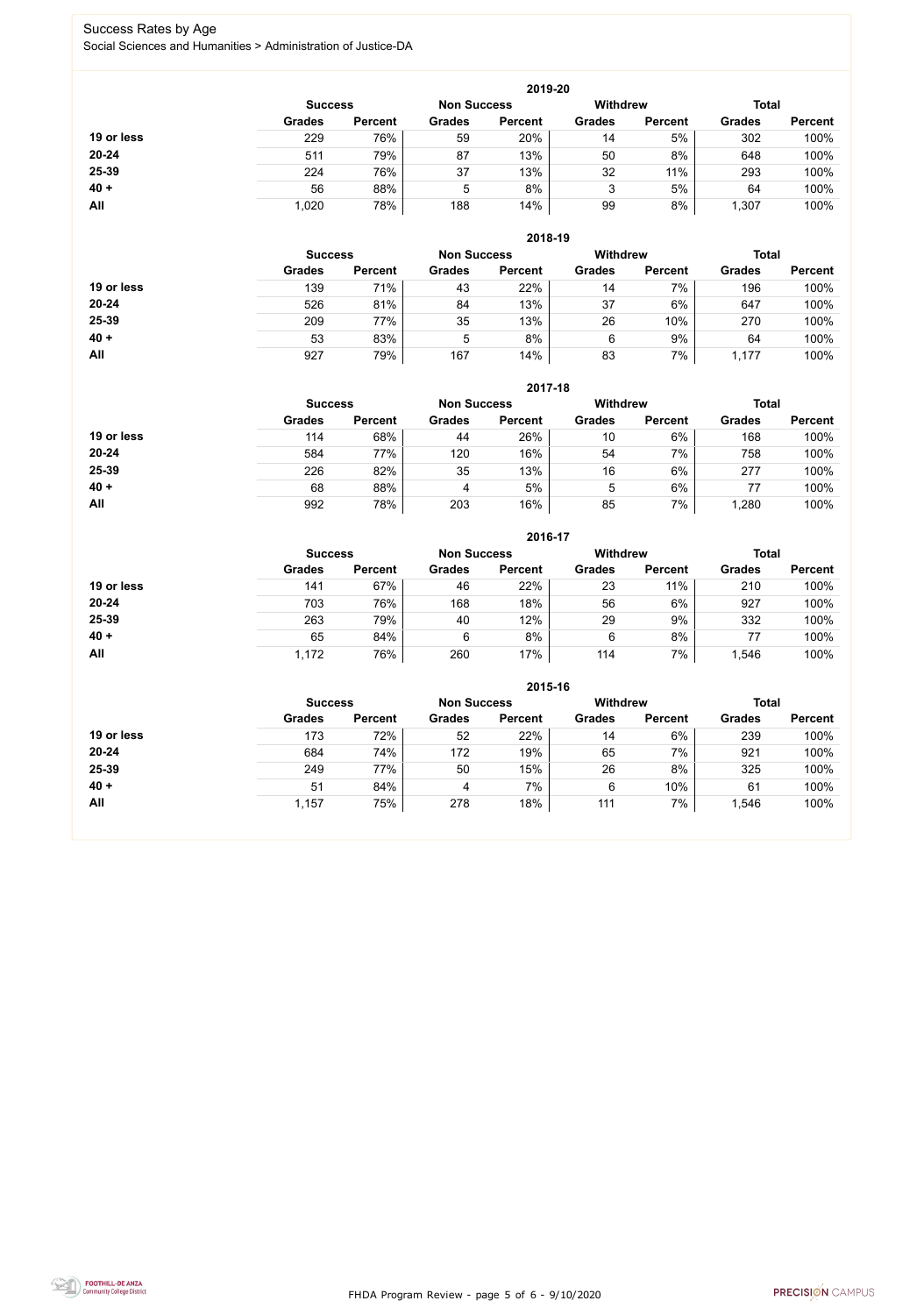# Success Rates by Age

Social Sciences and Humanities > Administration of Justice-DA

| 2019-20 | Success | | Non Success | | Withdrew | | Total | |
|---|---|---|---|---|---|---|---|---|
| | Grades | Percent | Grades | Percent | Grades | Percent | Grades | Percent |
| 19 or less | 229 | 76% | 59 | 20% | 14 | 5% | 302 | 100% |
| 20-24 | 511 | 79% | 87 | 13% | 50 | 8% | 648 | 100% |
| 25-39 | 224 | 76% | 37 | 13% | 32 | 11% | 293 | 100% |
| 40 + | 56 | 88% | 5 | 8% | 3 | 5% | 64 | 100% |
| All | 1,020 | 78% | 188 | 14% | 99 | 8% | 1,307 | 100% |

| 2018-19 | Success | | Non Success | | Withdrew | | Total | |
|---|---|---|---|---|---|---|---|---|
| | Grades | Percent | Grades | Percent | Grades | Percent | Grades | Percent |
| 19 or less | 139 | 71% | 43 | 22% | 14 | 7% | 196 | 100% |
| 20-24 | 526 | 81% | 84 | 13% | 37 | 6% | 647 | 100% |
| 25-39 | 209 | 77% | 35 | 13% | 26 | 10% | 270 | 100% |
| 40 + | 53 | 83% | 5 | 8% | 6 | 9% | 64 | 100% |
| All | 927 | 79% | 167 | 14% | 83 | 7% | 1,177 | 100% |

| 2017-18 | Success | | Non Success | | Withdrew | | Total | |
|---|---|---|---|---|---|---|---|---|
| | Grades | Percent | Grades | Percent | Grades | Percent | Grades | Percent |
| 19 or less | 114 | 68% | 44 | 26% | 10 | 6% | 168 | 100% |
| 20-24 | 584 | 77% | 120 | 16% | 54 | 7% | 758 | 100% |
| 25-39 | 226 | 82% | 35 | 13% | 16 | 6% | 277 | 100% |
| 40 + | 68 | 88% | 4 | 5% | 5 | 6% | 77 | 100% |
| All | 992 | 78% | 203 | 16% | 85 | 7% | 1,280 | 100% |

| 2016-17 | Success | | Non Success | | Withdrew | | Total | |
|---|---|---|---|---|---|---|---|---|
| | Grades | Percent | Grades | Percent | Grades | Percent | Grades | Percent |
| 19 or less | 141 | 67% | 46 | 22% | 23 | 11% | 210 | 100% |
| 20-24 | 703 | 76% | 168 | 18% | 56 | 6% | 927 | 100% |
| 25-39 | 263 | 79% | 40 | 12% | 29 | 9% | 332 | 100% |
| 40 + | 65 | 84% | 6 | 8% | 6 | 8% | 77 | 100% |
| All | 1,172 | 76% | 260 | 17% | 114 | 7% | 1,546 | 100% |

| 2015-16 | Success | | Non Success | | Withdrew | | Total | |
|---|---|---|---|---|---|---|---|---|
| | Grades | Percent | Grades | Percent | Grades | Percent | Grades | Percent |
| 19 or less | 173 | 72% | 52 | 22% | 14 | 6% | 239 | 100% |
| 20-24 | 684 | 74% | 172 | 19% | 65 | 7% | 921 | 100% |
| 25-39 | 249 | 77% | 50 | 15% | 26 | 8% | 325 | 100% |
| 40 + | 51 | 84% | 4 | 7% | 6 | 10% | 61 | 100% |
| All | 1,157 | 75% | 278 | 18% | 111 | 7% | 1,546 | 100% |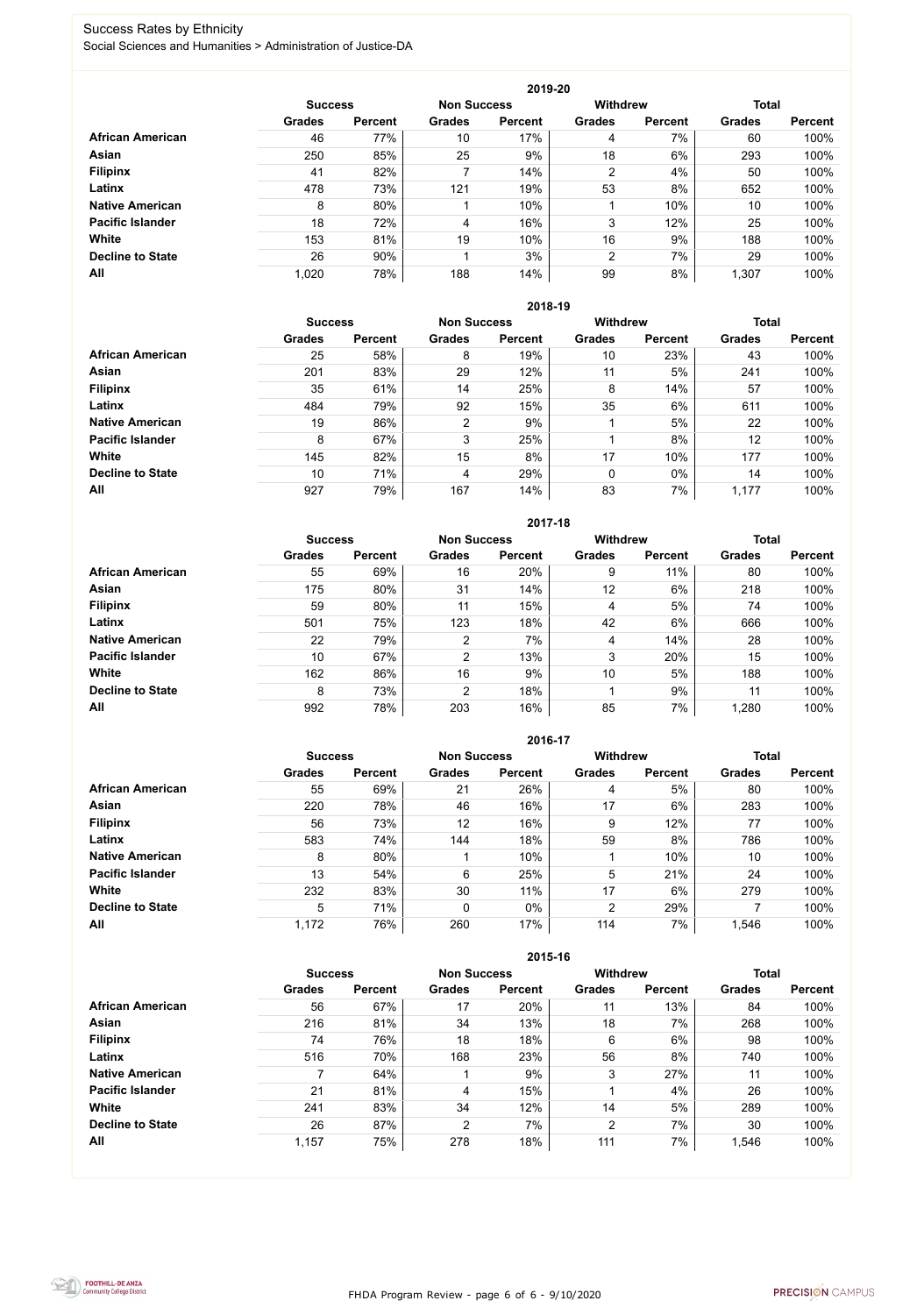# Success Rates by Ethnicity

Social Sciences and Humanities > Administration of Justice-DA

## 2019-20

| | Success | | Non Success | | Withdrew | | Total | |
|---|---|---|---|---|---|---|---|---|
| | Grades | Percent | Grades | Percent | Grades | Percent | Grades | Percent |
| **African American** | 46 | 77% | 10 | 17% | 4 | 7% | 60 | 100% |
| **Asian** | 250 | 85% | 25 | 9% | 18 | 6% | 293 | 100% |
| **Filipinx** | 41 | 82% | 7 | 14% | 2 | 4% | 50 | 100% |
| **Latinx** | 478 | 73% | 121 | 19% | 53 | 8% | 652 | 100% |
| **Native American** | 8 | 80% | 1 | 10% | 1 | 10% | 10 | 100% |
| **Pacific Islander** | 18 | 72% | 4 | 16% | 3 | 12% | 25 | 100% |
| **White** | 153 | 81% | 19 | 10% | 16 | 9% | 188 | 100% |
| **Decline to State** | 26 | 90% | 1 | 3% | 2 | 7% | 29 | 100% |
| **All** | 1,020 | 78% | 188 | 14% | 99 | 8% | 1,307 | 100% |

## 2018-19

| | Success | | Non Success | | Withdrew | | Total | |
|---|---|---|---|---|---|---|---|---|
| | Grades | Percent | Grades | Percent | Grades | Percent | Grades | Percent |
| **African American** | 25 | 58% | 8 | 19% | 10 | 23% | 43 | 100% |
| **Asian** | 201 | 83% | 29 | 12% | 11 | 5% | 241 | 100% |
| **Filipinx** | 35 | 61% | 14 | 25% | 8 | 14% | 57 | 100% |
| **Latinx** | 484 | 79% | 92 | 15% | 35 | 6% | 611 | 100% |
| **Native American** | 19 | 86% | 2 | 9% | 1 | 5% | 22 | 100% |
| **Pacific Islander** | 8 | 67% | 3 | 25% | 1 | 8% | 12 | 100% |
| **White** | 145 | 82% | 15 | 8% | 17 | 10% | 177 | 100% |
| **Decline to State** | 10 | 71% | 4 | 29% | 0 | 0% | 14 | 100% |
| **All** | 927 | 79% | 167 | 14% | 83 | 7% | 1,177 | 100% |

## 2017-18

| | Success | | Non Success | | Withdrew | | Total | |
|---|---|---|---|---|---|---|---|---|
| | Grades | Percent | Grades | Percent | Grades | Percent | Grades | Percent |
| **African American** | 55 | 69% | 16 | 20% | 9 | 11% | 80 | 100% |
| **Asian** | 175 | 80% | 31 | 14% | 12 | 6% | 218 | 100% |
| **Filipinx** | 59 | 80% | 11 | 15% | 4 | 5% | 74 | 100% |
| **Latinx** | 501 | 75% | 123 | 18% | 42 | 6% | 666 | 100% |
| **Native American** | 22 | 79% | 2 | 7% | 4 | 14% | 28 | 100% |
| **Pacific Islander** | 10 | 67% | 2 | 13% | 3 | 20% | 15 | 100% |
| **White** | 162 | 86% | 16 | 9% | 10 | 5% | 188 | 100% |
| **Decline to State** | 8 | 73% | 2 | 18% | 1 | 9% | 11 | 100% |
| **All** | 992 | 78% | 203 | 16% | 85 | 7% | 1,280 | 100% |

## 2016-17

| | Success | | Non Success | | Withdrew | | Total | |
|---|---|---|---|---|---|---|---|---|
| | Grades | Percent | Grades | Percent | Grades | Percent | Grades | Percent |
| **African American** | 55 | 69% | 21 | 26% | 4 | 5% | 80 | 100% |
| **Asian** | 220 | 78% | 46 | 16% | 17 | 6% | 283 | 100% |
| **Filipinx** | 56 | 73% | 12 | 16% | 9 | 12% | 77 | 100% |
| **Latinx** | 583 | 74% | 144 | 18% | 59 | 8% | 786 | 100% |
| **Native American** | 8 | 80% | 1 | 10% | 1 | 10% | 10 | 100% |
| **Pacific Islander** | 13 | 54% | 6 | 25% | 5 | 21% | 24 | 100% |
| **White** | 232 | 83% | 30 | 11% | 17 | 6% | 279 | 100% |
| **Decline to State** | 5 | 71% | 0 | 0% | 2 | 29% | 7 | 100% |
| **All** | 1,172 | 76% | 260 | 17% | 114 | 7% | 1,546 | 100% |

## 2015-16

| | Success | | Non Success | | Withdrew | | Total | |
|---|---|---|---|---|---|---|---|---|
| | Grades | Percent | Grades | Percent | Grades | Percent | Grades | Percent |
| **African American** | 56 | 67% | 17 | 20% | 11 | 13% | 84 | 100% |
| **Asian** | 216 | 81% | 34 | 13% | 18 | 7% | 268 | 100% |
| **Filipinx** | 74 | 76% | 18 | 18% | 6 | 6% | 98 | 100% |
| **Latinx** | 516 | 70% | 168 | 23% | 56 | 8% | 740 | 100% |
| **Native American** | 7 | 64% | 1 | 9% | 3 | 27% | 11 | 100% |
| **Pacific Islander** | 21 | 81% | 4 | 15% | 1 | 4% | 26 | 100% |
| **White** | 241 | 83% | 34 | 12% | 14 | 5% | 289 | 100% |
| **Decline to State** | 26 | 87% | 2 | 7% | 2 | 7% | 30 | 100% |
| **All** | 1,157 | 75% | 278 | 18% | 111 | 7% | 1,546 | 100% |